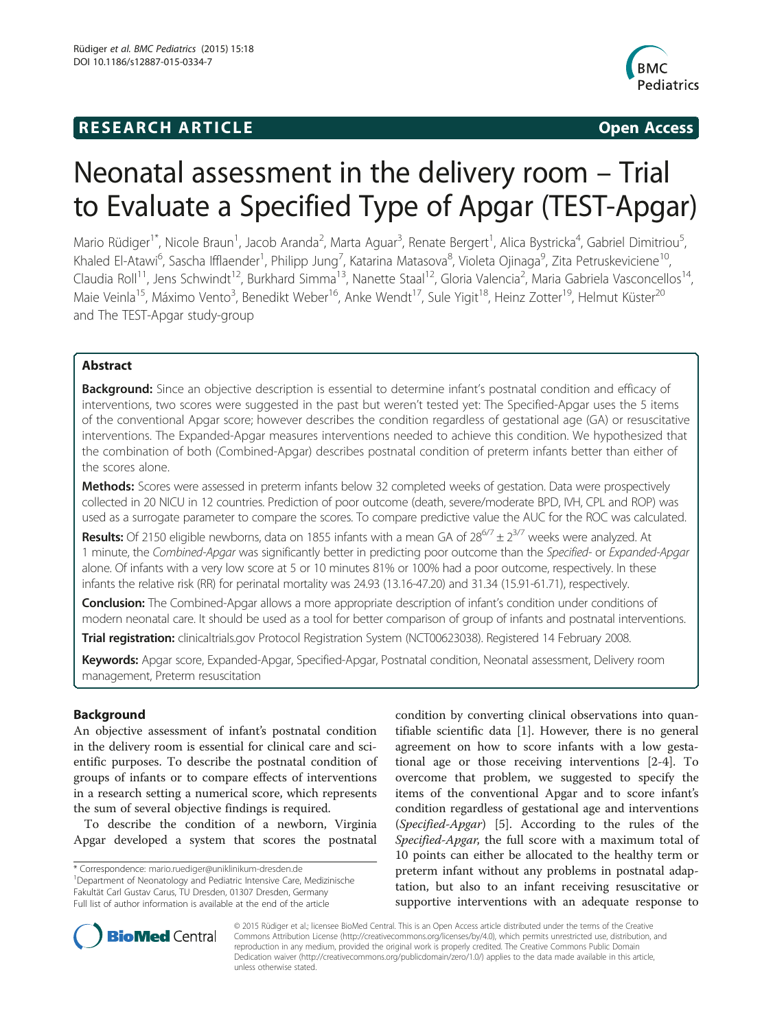**RESEARCH ARTICLE** **Open Access**

# Neonatal assessment in the delivery room – Trial to Evaluate a Specified Type of Apgar (TEST-Apgar)

Mario Rüdiger[1*], Nicole Braun[1], Jacob Aranda[2], Marta Aguar[3], Renate Bergert[1], Alica Bystricka[4], Gabriel Dimitriou[5], Khaled El-Atawi[6], Sascha Ifflaender[1], Philipp Jung[7], Katarina Matasova[8], Violeta Ojinaga[9], Zita Petruskeviciene[10], Claudia Roll[11], Jens Schwindt[12], Burkhard Simma[13], Nanette Staal[12], Gloria Valencia[2], Maria Gabriela Vasconcellos[14], Maie Veinla[15], Máximo Vento[3], Benedikt Weber[16], Anke Wendt[17], Sule Yigit[18], Heinz Zotter[19], Helmut Küster[20] and The TEST-Apgar study-group

## Abstract

**Background:** Since an objective description is essential to determine infant's postnatal condition and efficacy of interventions, two scores were suggested in the past but weren't tested yet: The Specified-Apgar uses the 5 items of the conventional Apgar score; however describes the condition regardless of gestational age (GA) or resuscitative interventions. The Expanded-Apgar measures interventions needed to achieve this condition. We hypothesized that the combination of both (Combined-Apgar) describes postnatal condition of preterm infants better than either of the scores alone.

**Methods:** Scores were assessed in preterm infants below 32 completed weeks of gestation. Data were prospectively collected in 20 NICU in 12 countries. Prediction of poor outcome (death, severe/moderate BPD, IVH, CPL and ROP) was used as a surrogate parameter to compare the scores. To compare predictive value the AUC for the ROC was calculated.

**Results:** Of 2150 eligible newborns, data on 1855 infants with a mean GA of $28^{6/7} \pm 2^{3/7}$ weeks were analyzed. At 1 minute, the *Combined-Apgar* was significantly better in predicting poor outcome than the *Specified-* or *Expanded-Apgar* alone. Of infants with a very low score at 5 or 10 minutes 81% or 100% had a poor outcome, respectively. In these infants the relative risk (RR) for perinatal mortality was 24.93 (13.16-47.20) and 31.34 (15.91-61.71), respectively.

**Conclusion:** The Combined-Apgar allows a more appropriate description of infant's condition under conditions of modern neonatal care. It should be used as a tool for better comparison of group of infants and postnatal interventions.

**Trial registration:** clinicaltrials.gov Protocol Registration System (NCT00623038). Registered 14 February 2008.

**Keywords:** Apgar score, Expanded-Apgar, Specified-Apgar, Postnatal condition, Neonatal assessment, Delivery room management, Preterm resuscitation

## Background

An objective assessment of infant's postnatal condition in the delivery room is essential for clinical care and scientific purposes. To describe the postnatal condition of groups of infants or to compare effects of interventions in a research setting a numerical score, which represents the sum of several objective findings is required.

To describe the condition of a newborn, Virginia Apgar developed a system that scores the postnatal condition by converting clinical observations into quantifiable scientific data [1]. However, there is no general agreement on how to score infants with a low gestational age or those receiving interventions [2-4]. To overcome that problem, we suggested to specify the items of the conventional Apgar and to score infant's condition regardless of gestational age and interventions (*Specified-Apgar*) [5]. According to the rules of the *Specified-Apgar*, the full score with a maximum total of 10 points can either be allocated to the healthy term or preterm infant without any problems in postnatal adaptation, but also to an infant receiving resuscitative or supportive interventions with an adequate response to

\* Correspondence: mario.ruediger@uniklinikum-dresden.de
[1]Department of Neonatology and Pediatric Intensive Care, Medizinische Fakultät Carl Gustav Carus, TU Dresden, 01307 Dresden, Germany
Full list of author information is available at the end of the article

© 2015 Rüdiger et al.; licensee BioMed Central. This is an Open Access article distributed under the terms of the Creative Commons Attribution License (http://creativecommons.org/licenses/by/4.0), which permits unrestricted use, distribution, and reproduction in any medium, provided the original work is properly credited. The Creative Commons Public Domain Dedication waiver (http://creativecommons.org/publicdomain/zero/1.0/) applies to the data made available in this article, unless otherwise stated.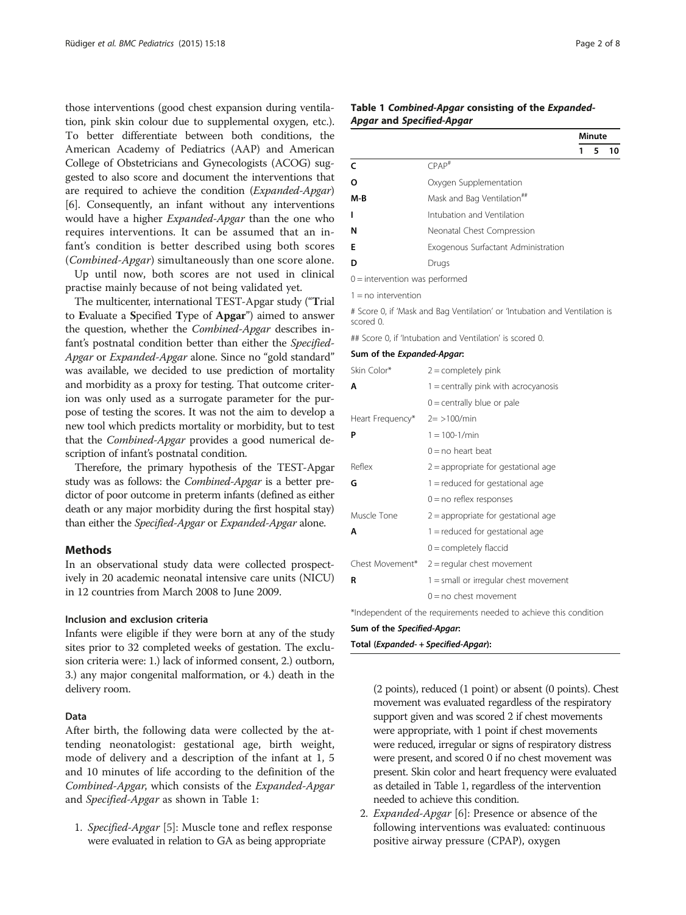those interventions (good chest expansion during ventilation, pink skin colour due to supplemental oxygen, etc.). To better differentiate between both conditions, the American Academy of Pediatrics (AAP) and American College of Obstetricians and Gynecologists (ACOG) suggested to also score and document the interventions that are required to achieve the condition (*Expanded-Apgar*) [6]. Consequently, an infant without any interventions would have a higher *Expanded-Apgar* than the one who requires interventions. It can be assumed that an infant's condition is better described using both scores (*Combined-Apgar*) simultaneously than one score alone.

Up until now, both scores are not used in clinical practise mainly because of not being validated yet.

The multicenter, international TEST-Apgar study ("**T**rial to **E**valuate a **S**pecified **T**ype of **Apgar**") aimed to answer the question, whether the *Combined-Apgar* describes infant's postnatal condition better than either the *Specified-Apgar* or *Expanded-Apgar* alone. Since no "gold standard" was available, we decided to use prediction of mortality and morbidity as a proxy for testing. That outcome criterion was only used as a surrogate parameter for the purpose of testing the scores. It was not the aim to develop a new tool which predicts mortality or morbidity, but to test that the *Combined-Apgar* provides a good numerical description of infant's postnatal condition.

Therefore, the primary hypothesis of the TEST-Apgar study was as follows: the *Combined-Apgar* is a better predictor of poor outcome in preterm infants (defined as either death or any major morbidity during the first hospital stay) than either the *Specified-Apgar* or *Expanded-Apgar* alone.

## Methods

In an observational study data were collected prospectively in 20 academic neonatal intensive care units (NICU) in 12 countries from March 2008 to June 2009.

### Inclusion and exclusion criteria

Infants were eligible if they were born at any of the study sites prior to 32 completed weeks of gestation. The exclusion criteria were: 1.) lack of informed consent, 2.) outborn, 3.) any major congenital malformation, or 4.) death in the delivery room.

### Data

After birth, the following data were collected by the attending neonatologist: gestational age, birth weight, mode of delivery and a description of the infant at 1, 5 and 10 minutes of life according to the definition of the *Combined-Apgar*, which consists of the *Expanded-Apgar* and *Specified-Apgar* as shown in Table 1:

**Table 1 *Combined-Apgar* consisting of the *Expanded-Apgar* and *Specified-Apgar***

| | | Minute | | |
|---|---|---|---|---|
| | | 1 | 5 | 10 |
| **C** | CPAP# | | | |
| **O** | Oxygen Supplementation | | | |
| **M-B** | Mask and Bag Ventilation## | | | |
| **I** | Intubation and Ventilation | | | |
| **N** | Neonatal Chest Compression | | | |
| **E** | Exogenous Surfactant Administration | | | |
| **D** | Drugs | | | |
| 0 = intervention was performed | | | | |
| 1 = no intervention | | | | |
| # Score 0, if 'Mask and Bag Ventilation' or 'Intubation and Ventilation is scored 0. | | | | |
| ## Score 0, if 'Intubation and Ventilation' is scored 0. | | | | |
| **Sum of the *Expanded-Apgar*:** | | | | |
| Skin Color* | 2 = completely pink | | | |
| **A** | 1 = centrally pink with acrocyanosis | | | |
| | 0 = centrally blue or pale | | | |
| Heart Frequency* | 2= >100/min | | | |
| **P** | 1 = 100-1/min | | | |
| | 0 = no heart beat | | | |
| Reflex | 2 = appropriate for gestational age | | | |
| **G** | 1 = reduced for gestational age | | | |
| | 0 = no reflex responses | | | |
| Muscle Tone | 2 = appropriate for gestational age | | | |
| **A** | 1 = reduced for gestational age | | | |
| | 0 = completely flaccid | | | |
| Chest Movement* | 2 = regular chest movement | | | |
| **R** | 1 = small or irregular chest movement | | | |
| | 0 = no chest movement | | | |
| *Independent of the requirements needed to achieve this condition | | | | |
| **Sum of the *Specified-Apgar*:** | | | | |
| **Total (*Expanded-* + *Specified-Apgar*):** | | | | |

1. *Specified-Apgar* [5]: Muscle tone and reflex response were evaluated in relation to GA as being appropriate (2 points), reduced (1 point) or absent (0 points). Chest movement was evaluated regardless of the respiratory support given and was scored 2 if chest movements were appropriate, with 1 point if chest movements were reduced, irregular or signs of respiratory distress were present, and scored 0 if no chest movement was present. Skin color and heart frequency were evaluated as detailed in Table 1, regardless of the intervention needed to achieve this condition.
2. *Expanded-Apgar* [6]: Presence or absence of the following interventions was evaluated: continuous positive airway pressure (CPAP), oxygen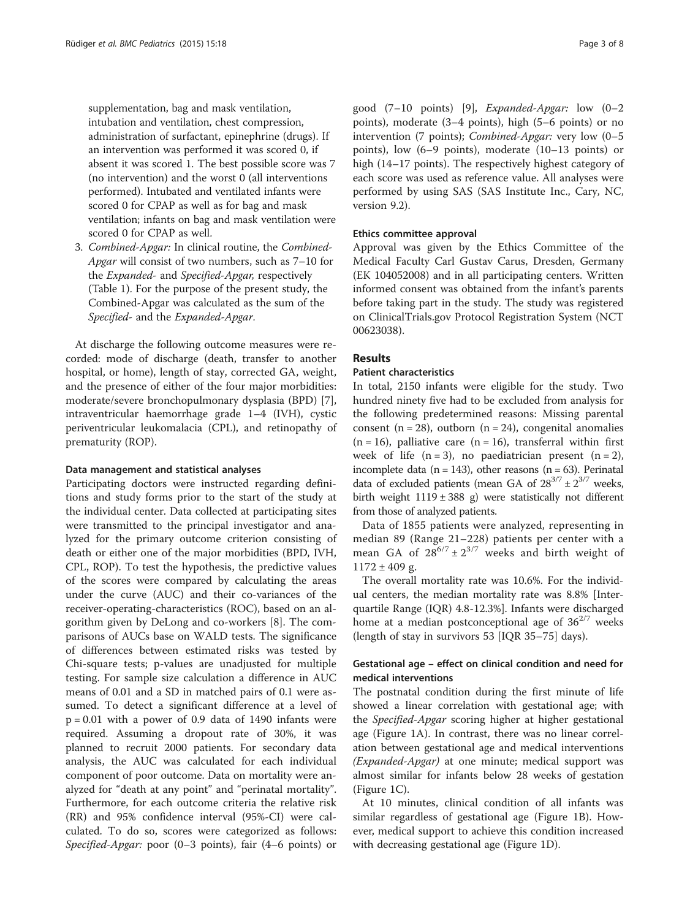supplementation, bag and mask ventilation, intubation and ventilation, chest compression, administration of surfactant, epinephrine (drugs). If an intervention was performed it was scored 0, if absent it was scored 1. The best possible score was 7 (no intervention) and the worst 0 (all interventions performed). Intubated and ventilated infants were scored 0 for CPAP as well as for bag and mask ventilation; infants on bag and mask ventilation were scored 0 for CPAP as well.

3. *Combined-Apgar:* In clinical routine, the *Combined-Apgar* will consist of two numbers, such as 7–10 for the *Expanded-* and *Specified-Apgar,* respectively (Table 1). For the purpose of the present study, the Combined-Apgar was calculated as the sum of the *Specified-* and the *Expanded-Apgar*.

At discharge the following outcome measures were recorded: mode of discharge (death, transfer to another hospital, or home), length of stay, corrected GA, weight, and the presence of either of the four major morbidities: moderate/severe bronchopulmonary dysplasia (BPD) [7], intraventricular haemorrhage grade 1–4 (IVH), cystic periventricular leukomalacia (CPL), and retinopathy of prematurity (ROP).

#### Data management and statistical analyses

Participating doctors were instructed regarding definitions and study forms prior to the start of the study at the individual center. Data collected at participating sites were transmitted to the principal investigator and analyzed for the primary outcome criterion consisting of death or either one of the major morbidities (BPD, IVH, CPL, ROP). To test the hypothesis, the predictive values of the scores were compared by calculating the areas under the curve (AUC) and their co-variances of the receiver-operating-characteristics (ROC), based on an algorithm given by DeLong and co-workers [8]. The comparisons of AUCs base on WALD tests. The significance of differences between estimated risks was tested by Chi-square tests; p-values are unadjusted for multiple testing. For sample size calculation a difference in AUC means of 0.01 and a SD in matched pairs of 0.1 were assumed. To detect a significant difference at a level of $p = 0.01$ with a power of 0.9 data of 1490 infants were required. Assuming a dropout rate of 30%, it was planned to recruit 2000 patients. For secondary data analysis, the AUC was calculated for each individual component of poor outcome. Data on mortality were analyzed for "death at any point" and "perinatal mortality". Furthermore, for each outcome criteria the relative risk (RR) and 95% confidence interval (95%-CI) were calculated. To do so, scores were categorized as follows: *Specified-Apgar:* poor (0–3 points), fair (4–6 points) or good (7–10 points) [9], *Expanded-Apgar:* low (0–2 points), moderate (3–4 points), high (5–6 points) or no intervention (7 points); *Combined-Apgar:* very low (0–5 points), low (6–9 points), moderate (10–13 points) or high (14–17 points). The respectively highest category of each score was used as reference value. All analyses were performed by using SAS (SAS Institute Inc., Cary, NC, version 9.2).

#### Ethics committee approval

Approval was given by the Ethics Committee of the Medical Faculty Carl Gustav Carus, Dresden, Germany (EK 104052008) and in all participating centers. Written informed consent was obtained from the infant's parents before taking part in the study. The study was registered on ClinicalTrials.gov Protocol Registration System (NCT 00623038).

## Results

#### Patient characteristics

In total, 2150 infants were eligible for the study. Two hundred ninety five had to be excluded from analysis for the following predetermined reasons: Missing parental consent (n = 28), outborn (n = 24), congenital anomalies (n = 16), palliative care (n = 16), transferral within first week of life (n = 3), no paediatrician present (n = 2), incomplete data (n = 143), other reasons (n = 63). Perinatal data of excluded patients (mean GA of $28^{3/7} \pm 2^{3/7}$ weeks, birth weight 1119 ± 388 g) were statistically not different from those of analyzed patients.

Data of 1855 patients were analyzed, representing in median 89 (Range 21–228) patients per center with a mean GA of $28^{6/7} \pm 2^{3/7}$ weeks and birth weight of 1172 ± 409 g.

The overall mortality rate was 10.6%. For the individual centers, the median mortality rate was 8.8% [Interquartile Range (IQR) 4.8-12.3%]. Infants were discharged home at a median postconceptional age of $36^{2/7}$ weeks (length of stay in survivors 53 [IQR 35–75] days).

#### Gestational age – effect on clinical condition and need for medical interventions

The postnatal condition during the first minute of life showed a linear correlation with gestational age; with the *Specified-Apgar* scoring higher at higher gestational age (Figure 1A). In contrast, there was no linear correlation between gestational age and medical interventions *(Expanded-Apgar)* at one minute; medical support was almost similar for infants below 28 weeks of gestation (Figure 1C).

At 10 minutes, clinical condition of all infants was similar regardless of gestational age (Figure 1B). However, medical support to achieve this condition increased with decreasing gestational age (Figure 1D).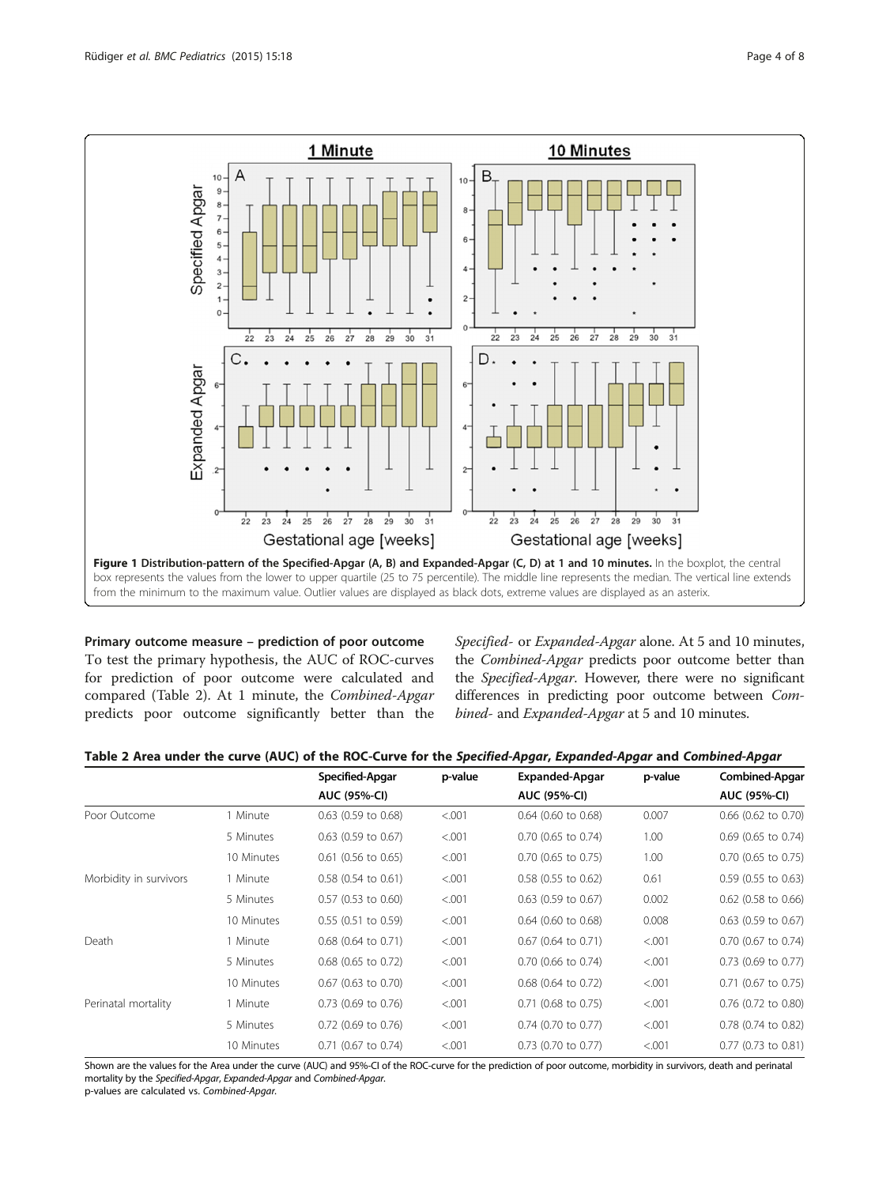**Figure 1 Distribution-pattern of the Specified-Apgar (A, B) and Expanded-Apgar (C, D) at 1 and 10 minutes.** In the boxplot, the central box represents the values from the lower to upper quartile (25 to 75 percentile). The middle line represents the median. The vertical line extends from the minimum to the maximum value. Outlier values are displayed as black dots, extreme values are displayed as an asterix.

### Primary outcome measure – prediction of poor outcome

To test the primary hypothesis, the AUC of ROC-curves for prediction of poor outcome were calculated and compared (Table 2). At 1 minute, the *Combined-Apgar* predicts poor outcome significantly better than the *Specified-* or *Expanded-Apgar* alone. At 5 and 10 minutes, the *Combined-Apgar* predicts poor outcome better than the *Specified-Apgar*. However, there were no significant differences in predicting poor outcome between *Combined-* and *Expanded-Apgar* at 5 and 10 minutes.

**Table 2 Area under the curve (AUC) of the ROC-Curve for the *Specified-Apgar*, *Expanded-Apgar* and *Combined-Apgar***

| | | Specified-Apgar AUC (95%-CI) | p-value | Expanded-Apgar AUC (95%-CI) | p-value | Combined-Apgar AUC (95%-CI) |
|---|---|---|---|---|---|---|
| Poor Outcome | 1 Minute | 0.63 (0.59 to 0.68) | <.001 | 0.64 (0.60 to 0.68) | 0.007 | 0.66 (0.62 to 0.70) |
| | 5 Minutes | 0.63 (0.59 to 0.67) | <.001 | 0.70 (0.65 to 0.74) | 1.00 | 0.69 (0.65 to 0.74) |
| | 10 Minutes | 0.61 (0.56 to 0.65) | <.001 | 0.70 (0.65 to 0.75) | 1.00 | 0.70 (0.65 to 0.75) |
| Morbidity in survivors | 1 Minute | 0.58 (0.54 to 0.61) | <.001 | 0.58 (0.55 to 0.62) | 0.61 | 0.59 (0.55 to 0.63) |
| | 5 Minutes | 0.57 (0.53 to 0.60) | <.001 | 0.63 (0.59 to 0.67) | 0.002 | 0.62 (0.58 to 0.66) |
| | 10 Minutes | 0.55 (0.51 to 0.59) | <.001 | 0.64 (0.60 to 0.68) | 0.008 | 0.63 (0.59 to 0.67) |
| Death | 1 Minute | 0.68 (0.64 to 0.71) | <.001 | 0.67 (0.64 to 0.71) | <.001 | 0.70 (0.67 to 0.74) |
| | 5 Minutes | 0.68 (0.65 to 0.72) | <.001 | 0.70 (0.66 to 0.74) | <.001 | 0.73 (0.69 to 0.77) |
| | 10 Minutes | 0.67 (0.63 to 0.70) | <.001 | 0.68 (0.64 to 0.72) | <.001 | 0.71 (0.67 to 0.75) |
| Perinatal mortality | 1 Minute | 0.73 (0.69 to 0.76) | <.001 | 0.71 (0.68 to 0.75) | <.001 | 0.76 (0.72 to 0.80) |
| | 5 Minutes | 0.72 (0.69 to 0.76) | <.001 | 0.74 (0.70 to 0.77) | <.001 | 0.78 (0.74 to 0.82) |
| | 10 Minutes | 0.71 (0.67 to 0.74) | <.001 | 0.73 (0.70 to 0.77) | <.001 | 0.77 (0.73 to 0.81) |

Shown are the values for the Area under the curve (AUC) and 95%-CI of the ROC-curve for the prediction of poor outcome, morbidity in survivors, death and perinatal mortality by the *Specified-Apgar*, *Expanded-Apgar* and *Combined-Apgar*.
p-values are calculated vs. *Combined-Apgar*.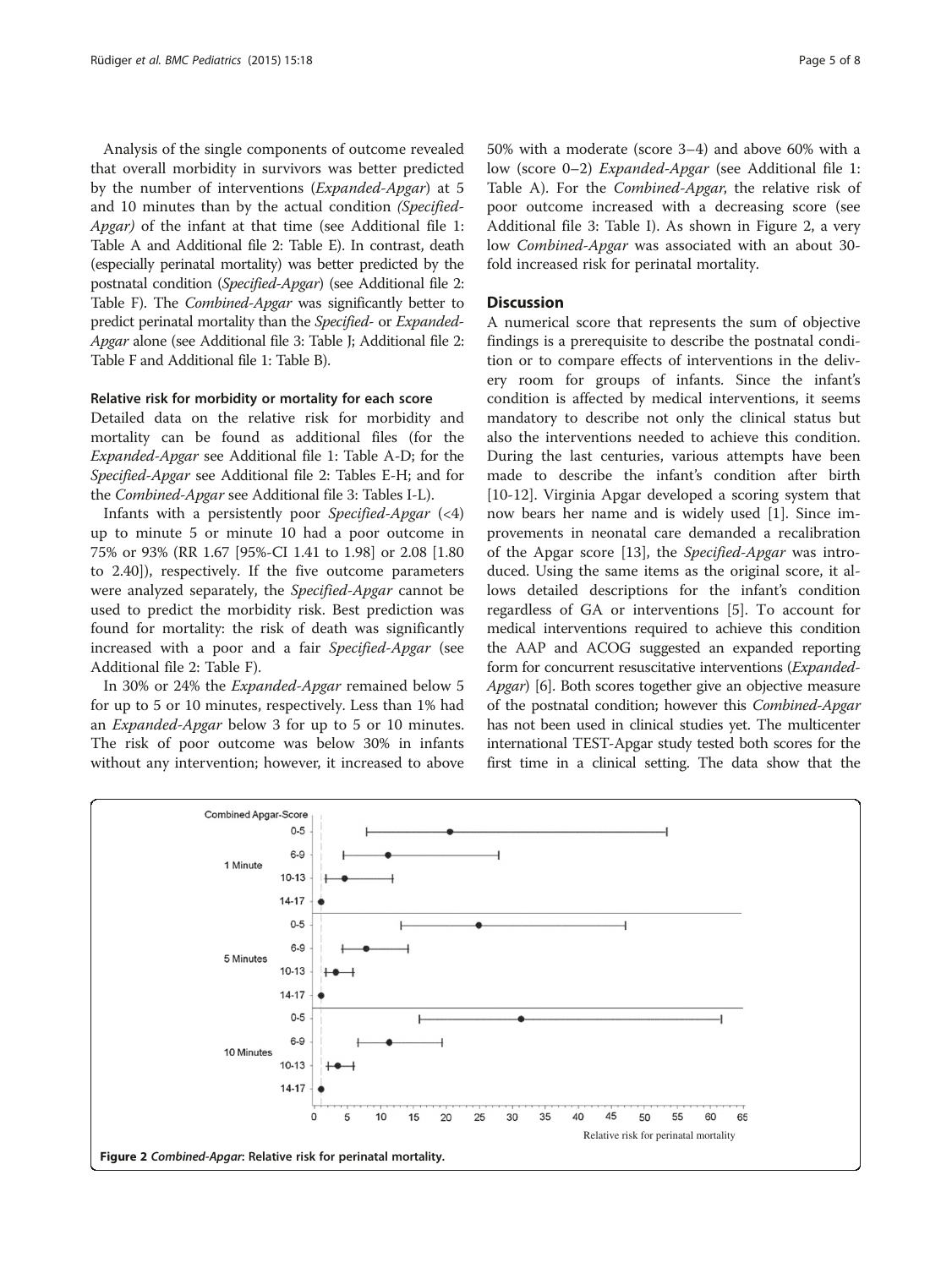Analysis of the single components of outcome revealed that overall morbidity in survivors was better predicted by the number of interventions (*Expanded-Apgar*) at 5 and 10 minutes than by the actual condition (*Specified-Apgar*) of the infant at that time (see Additional file 1: Table A and Additional file 2: Table E). In contrast, death (especially perinatal mortality) was better predicted by the postnatal condition (*Specified-Apgar*) (see Additional file 2: Table F). The *Combined-Apgar* was significantly better to predict perinatal mortality than the *Specified-* or *Expanded-Apgar* alone (see Additional file 3: Table J; Additional file 2: Table F and Additional file 1: Table B).

#### Relative risk for morbidity or mortality for each score

Detailed data on the relative risk for morbidity and mortality can be found as additional files (for the *Expanded-Apgar* see Additional file 1: Table A-D; for the *Specified-Apgar* see Additional file 2: Tables E-H; and for the *Combined-Apgar* see Additional file 3: Tables I-L).

Infants with a persistently poor *Specified-Apgar* (<4) up to minute 5 or minute 10 had a poor outcome in 75% or 93% (RR 1.67 [95%-CI 1.41 to 1.98] or 2.08 [1.80 to 2.40]), respectively. If the five outcome parameters were analyzed separately, the *Specified-Apgar* cannot be used to predict the morbidity risk. Best prediction was found for mortality: the risk of death was significantly increased with a poor and a fair *Specified-Apgar* (see Additional file 2: Table F).

In 30% or 24% the *Expanded-Apgar* remained below 5 for up to 5 or 10 minutes, respectively. Less than 1% had an *Expanded-Apgar* below 3 for up to 5 or 10 minutes. The risk of poor outcome was below 30% in infants without any intervention; however, it increased to above 50% with a moderate (score 3–4) and above 60% with a low (score 0–2) *Expanded-Apgar* (see Additional file 1: Table A). For the *Combined-Apgar*, the relative risk of poor outcome increased with a decreasing score (see Additional file 3: Table I). As shown in Figure 2, a very low *Combined-Apgar* was associated with an about 30-fold increased risk for perinatal mortality.

## Discussion

A numerical score that represents the sum of objective findings is a prerequisite to describe the postnatal condition or to compare effects of interventions in the delivery room for groups of infants. Since the infant's condition is affected by medical interventions, it seems mandatory to describe not only the clinical status but also the interventions needed to achieve this condition. During the last centuries, various attempts have been made to describe the infant's condition after birth [10-12]. Virginia Apgar developed a scoring system that now bears her name and is widely used [1]. Since improvements in neonatal care demanded a recalibration of the Apgar score [13], the *Specified-Apgar* was introduced. Using the same items as the original score, it allows detailed descriptions for the infant's condition regardless of GA or interventions [5]. To account for medical interventions required to achieve this condition the AAP and ACOG suggested an expanded reporting form for concurrent resuscitative interventions (*Expanded-Apgar*) [6]. Both scores together give an objective measure of the postnatal condition; however this *Combined-Apgar* has not been used in clinical studies yet. The multicenter international TEST-Apgar study tested both scores for the first time in a clinical setting. The data show that the

**Figure 2** *Combined-Apgar*: Relative risk for perinatal mortality.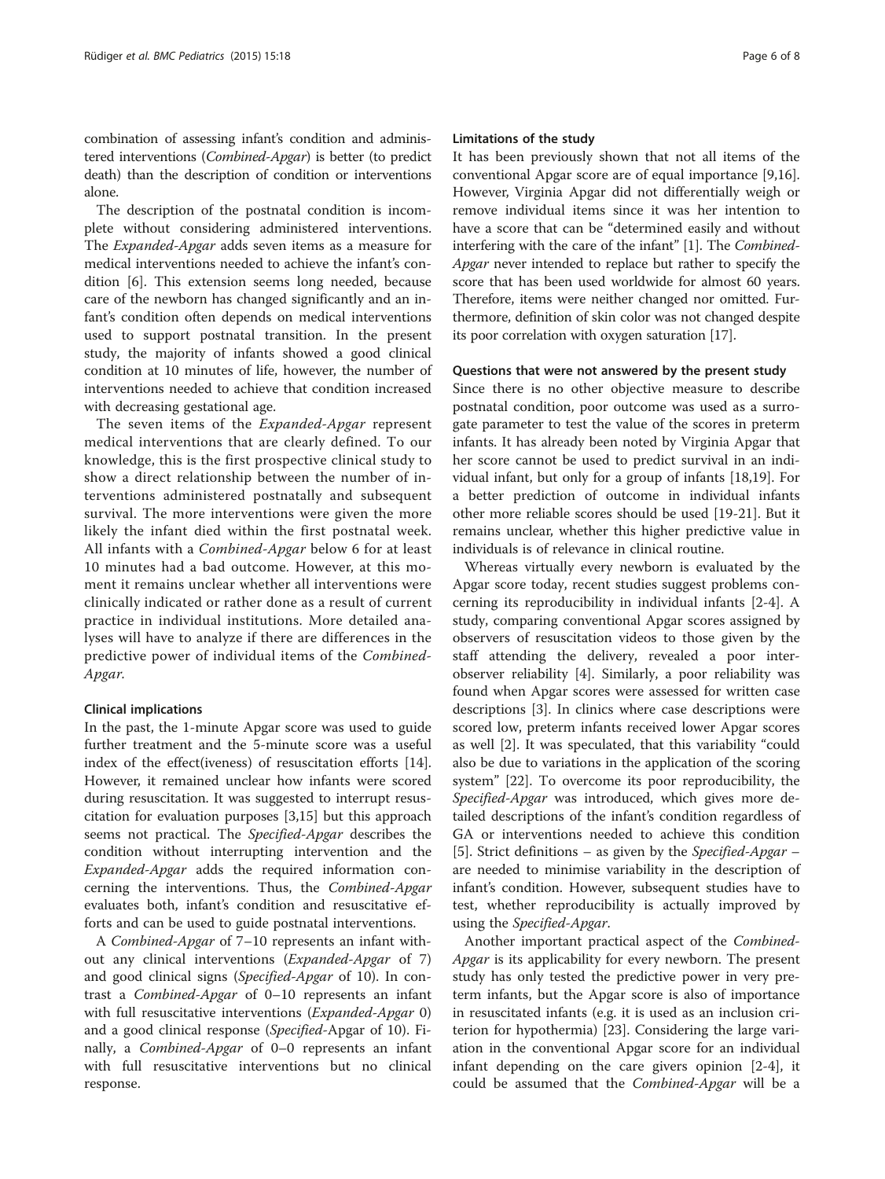combination of assessing infant's condition and administered interventions (*Combined-Apgar*) is better (to predict death) than the description of condition or interventions alone.

The description of the postnatal condition is incomplete without considering administered interventions. The *Expanded-Apgar* adds seven items as a measure for medical interventions needed to achieve the infant's condition [6]. This extension seems long needed, because care of the newborn has changed significantly and an infant's condition often depends on medical interventions used to support postnatal transition. In the present study, the majority of infants showed a good clinical condition at 10 minutes of life, however, the number of interventions needed to achieve that condition increased with decreasing gestational age.

The seven items of the *Expanded-Apgar* represent medical interventions that are clearly defined. To our knowledge, this is the first prospective clinical study to show a direct relationship between the number of interventions administered postnatally and subsequent survival. The more interventions were given the more likely the infant died within the first postnatal week. All infants with a *Combined-Apgar* below 6 for at least 10 minutes had a bad outcome. However, at this moment it remains unclear whether all interventions were clinically indicated or rather done as a result of current practice in individual institutions. More detailed analyses will have to analyze if there are differences in the predictive power of individual items of the *Combined-Apgar.*

### Clinical implications

In the past, the 1-minute Apgar score was used to guide further treatment and the 5-minute score was a useful index of the effect(iveness) of resuscitation efforts [14]. However, it remained unclear how infants were scored during resuscitation. It was suggested to interrupt resuscitation for evaluation purposes [3,15] but this approach seems not practical. The *Specified-Apgar* describes the condition without interrupting intervention and the *Expanded-Apgar* adds the required information concerning the interventions. Thus, the *Combined-Apgar* evaluates both, infant's condition and resuscitative efforts and can be used to guide postnatal interventions.

A *Combined-Apgar* of 7–10 represents an infant without any clinical interventions (*Expanded-Apgar* of 7) and good clinical signs (*Specified-Apgar* of 10). In contrast a *Combined-Apgar* of 0–10 represents an infant with full resuscitative interventions (*Expanded-Apgar* 0) and a good clinical response (*Specified*-Apgar of 10). Finally, a *Combined-Apgar* of 0–0 represents an infant with full resuscitative interventions but no clinical response.

### Limitations of the study

It has been previously shown that not all items of the conventional Apgar score are of equal importance [9,16]. However, Virginia Apgar did not differentially weigh or remove individual items since it was her intention to have a score that can be "determined easily and without interfering with the care of the infant" [1]. The *Combined-Apgar* never intended to replace but rather to specify the score that has been used worldwide for almost 60 years. Therefore, items were neither changed nor omitted. Furthermore, definition of skin color was not changed despite its poor correlation with oxygen saturation [17].

### Questions that were not answered by the present study

Since there is no other objective measure to describe postnatal condition, poor outcome was used as a surrogate parameter to test the value of the scores in preterm infants. It has already been noted by Virginia Apgar that her score cannot be used to predict survival in an individual infant, but only for a group of infants [18,19]. For a better prediction of outcome in individual infants other more reliable scores should be used [19-21]. But it remains unclear, whether this higher predictive value in individuals is of relevance in clinical routine.

Whereas virtually every newborn is evaluated by the Apgar score today, recent studies suggest problems concerning its reproducibility in individual infants [2-4]. A study, comparing conventional Apgar scores assigned by observers of resuscitation videos to those given by the staff attending the delivery, revealed a poor interobserver reliability [4]. Similarly, a poor reliability was found when Apgar scores were assessed for written case descriptions [3]. In clinics where case descriptions were scored low, preterm infants received lower Apgar scores as well [2]. It was speculated, that this variability "could also be due to variations in the application of the scoring system" [22]. To overcome its poor reproducibility, the *Specified-Apgar* was introduced, which gives more detailed descriptions of the infant's condition regardless of GA or interventions needed to achieve this condition [5]. Strict definitions – as given by the *Specified-Apgar* – are needed to minimise variability in the description of infant's condition. However, subsequent studies have to test, whether reproducibility is actually improved by using the *Specified-Apgar*.

Another important practical aspect of the *Combined-Apgar* is its applicability for every newborn. The present study has only tested the predictive power in very preterm infants, but the Apgar score is also of importance in resuscitated infants (e.g. it is used as an inclusion criterion for hypothermia) [23]. Considering the large variation in the conventional Apgar score for an individual infant depending on the care givers opinion [2-4], it could be assumed that the *Combined-Apgar* will be a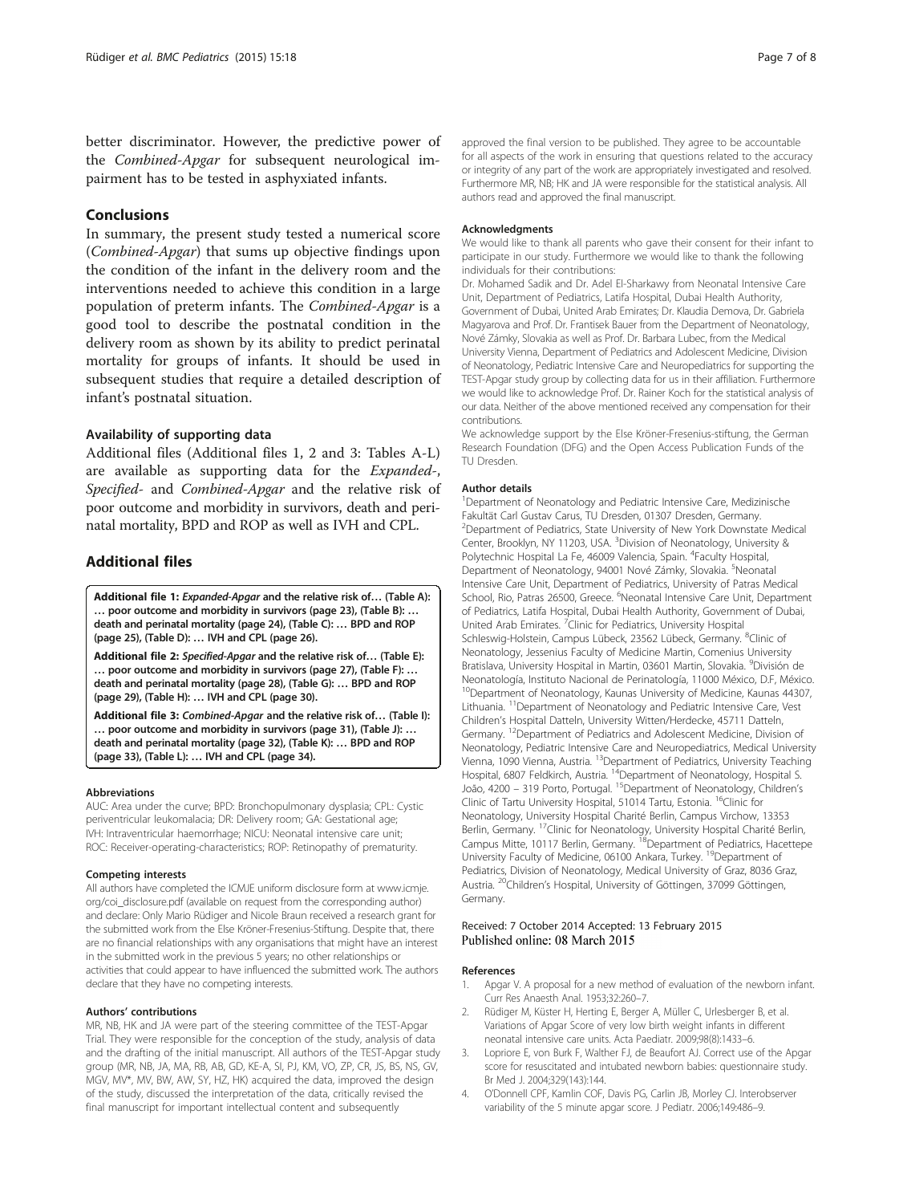better discriminator. However, the predictive power of the *Combined-Apgar* for subsequent neurological impairment has to be tested in asphyxiated infants.

## Conclusions

In summary, the present study tested a numerical score (*Combined-Apgar*) that sums up objective findings upon the condition of the infant in the delivery room and the interventions needed to achieve this condition in a large population of preterm infants. The *Combined-Apgar* is a good tool to describe the postnatal condition in the delivery room as shown by its ability to predict perinatal mortality for groups of infants. It should be used in subsequent studies that require a detailed description of infant's postnatal situation.

### Availability of supporting data

Additional files (Additional files 1, 2 and 3: Tables A-L) are available as supporting data for the *Expanded-*, *Specified-* and *Combined-Apgar* and the relative risk of poor outcome and morbidity in survivors, death and perinatal mortality, BPD and ROP as well as IVH and CPL.

## Additional files

**Additional file 1:** ***Expanded-Apgar*** **and the relative risk of… (Table A): … poor outcome and morbidity in survivors (page 23), (Table B): … death and perinatal mortality (page 24), (Table C): … BPD and ROP (page 25), (Table D): … IVH and CPL (page 26).**

**Additional file 2:** ***Specified-Apgar*** **and the relative risk of… (Table E): … poor outcome and morbidity in survivors (page 27), (Table F): … death and perinatal mortality (page 28), (Table G): … BPD and ROP (page 29), (Table H): … IVH and CPL (page 30).**

**Additional file 3:** ***Combined-Apgar*** **and the relative risk of… (Table I): … poor outcome and morbidity in survivors (page 31), (Table J): … death and perinatal mortality (page 32), (Table K): … BPD and ROP (page 33), (Table L): … IVH and CPL (page 34).**

#### Abbreviations

AUC: Area under the curve; BPD: Bronchopulmonary dysplasia; CPL: Cystic periventricular leukomalacia; DR: Delivery room; GA: Gestational age; IVH: Intraventricular haemorrhage; NICU: Neonatal intensive care unit; ROC: Receiver-operating-characteristics; ROP: Retinopathy of prematurity.

#### Competing interests

All authors have completed the ICMJE uniform disclosure form at www.icmje.org/coi_disclosure.pdf (available on request from the corresponding author) and declare: Only Mario Rüdiger and Nicole Braun received a research grant for the submitted work from the Else Kröner-Fresenius-Stiftung. Despite that, there are no financial relationships with any organisations that might have an interest in the submitted work in the previous 5 years; no other relationships or activities that could appear to have influenced the submitted work. The authors declare that they have no competing interests.

#### Authors' contributions

MR, NB, HK and JA were part of the steering committee of the TEST-Apgar Trial. They were responsible for the conception of the study, analysis of data and the drafting of the initial manuscript. All authors of the TEST-Apgar study group (MR, NB, JA, MA, RB, AB, GD, KE-A, SI, PJ, KM, VO, ZP, CR, JS, BS, NS, GV, MGV, MV*, MV, BW, AW, SY, HZ, HK) acquired the data, improved the design of the study, discussed the interpretation of the data, critically revised the final manuscript for important intellectual content and subsequently approved the final version to be published. They agree to be accountable for all aspects of the work in ensuring that questions related to the accuracy or integrity of any part of the work are appropriately investigated and resolved. Furthermore MR, NB; HK and JA were responsible for the statistical analysis. All authors read and approved the final manuscript.

#### Acknowledgments

We would like to thank all parents who gave their consent for their infant to participate in our study. Furthermore we would like to thank the following individuals for their contributions:
Dr. Mohamed Sadik and Dr. Adel El-Sharkawy from Neonatal Intensive Care Unit, Department of Pediatrics, Latifa Hospital, Dubai Health Authority, Government of Dubai, United Arab Emirates; Dr. Klaudia Demova, Dr. Gabriela Magyarova and Prof. Dr. Frantisek Bauer from the Department of Neonatology, Nové Zámky, Slovakia as well as Prof. Dr. Barbara Lubec, from the Medical University Vienna, Department of Pediatrics and Adolescent Medicine, Division of Neonatology, Pediatric Intensive Care and Neuropediatrics for supporting the TEST-Apgar study group by collecting data for us in their affiliation. Furthermore we would like to acknowledge Prof. Dr. Rainer Koch for the statistical analysis of our data. Neither of the above mentioned received any compensation for their contributions.
We acknowledge support by the Else Kröner-Fresenius-stiftung, the German Research Foundation (DFG) and the Open Access Publication Funds of the TU Dresden.

#### Author details

[1]Department of Neonatology and Pediatric Intensive Care, Medizinische Fakultät Carl Gustav Carus, TU Dresden, 01307 Dresden, Germany. [2]Department of Pediatrics, State University of New York Downstate Medical Center, Brooklyn, NY 11203, USA. [3]Division of Neonatology, University & Polytechnic Hospital La Fe, 46009 Valencia, Spain. [4]Faculty Hospital, Department of Neonatology, 94001 Nové Zámky, Slovakia. [5]Neonatal Intensive Care Unit, Department of Pediatrics, University of Patras Medical School, Rio, Patras 26500, Greece. [6]Neonatal Intensive Care Unit, Department of Pediatrics, Latifa Hospital, Dubai Health Authority, Government of Dubai, United Arab Emirates. [7]Clinic for Pediatrics, University Hospital Schleswig-Holstein, Campus Lübeck, 23562 Lübeck, Germany. [8]Clinic of Neonatology, Jessenius Faculty of Medicine Martin, Comenius University Bratislava, University Hospital in Martin, 03601 Martin, Slovakia. [9]División de Neonatología, Instituto Nacional de Perinatología, 11000 México, D.F, México. [10]Department of Neonatology, Kaunas University of Medicine, Kaunas 44307, Lithuania. [11]Department of Neonatology and Pediatric Intensive Care, Vest Children's Hospital Datteln, University Witten/Herdecke, 45711 Datteln, Germany. [12]Department of Pediatrics and Adolescent Medicine, Division of Neonatology, Pediatric Intensive Care and Neuropediatrics, Medical University Vienna, 1090 Vienna, Austria. [13]Department of Pediatrics, University Teaching Hospital, 6807 Feldkirch, Austria. [14]Department of Neonatology, Hospital S. João, 4200 – 319 Porto, Portugal. [15]Department of Neonatology, Children's Clinic of Tartu University Hospital, 51014 Tartu, Estonia. [16]Clinic for Neonatology, University Hospital Charité Berlin, Campus Virchow, 13353 Berlin, Germany. [17]Clinic for Neonatology, University Hospital Charité Berlin, Campus Mitte, 10117 Berlin, Germany. [18]Department of Pediatrics, Hacettepe University Faculty of Medicine, 06100 Ankara, Turkey. [19]Department of Pediatrics, Division of Neonatology, Medical University of Graz, 8036 Graz, Austria. [20]Children's Hospital, University of Göttingen, 37099 Göttingen, Germany.

Received: 7 October 2014 Accepted: 13 February 2015
Published online: 08 March 2015

#### References

1. Apgar V. A proposal for a new method of evaluation of the newborn infant. Curr Res Anaesth Anal. 1953;32:260–7.
2. Rüdiger M, Küster H, Herting E, Berger A, Müller C, Urlesberger B, et al. Variations of Apgar Score of very low birth weight infants in different neonatal intensive care units. Acta Paediatr. 2009;98(8):1433–6.
3. Lopriore E, von Burk F, Walther FJ, de Beaufort AJ. Correct use of the Apgar score for resuscitated and intubated newborn babies: questionnaire study. Br Med J. 2004;329(143):144.
4. O'Donnell CPF, Kamlin COF, Davis PG, Carlin JB, Morley CJ. Interobserver variability of the 5 minute apgar score. J Pediatr. 2006;149:486–9.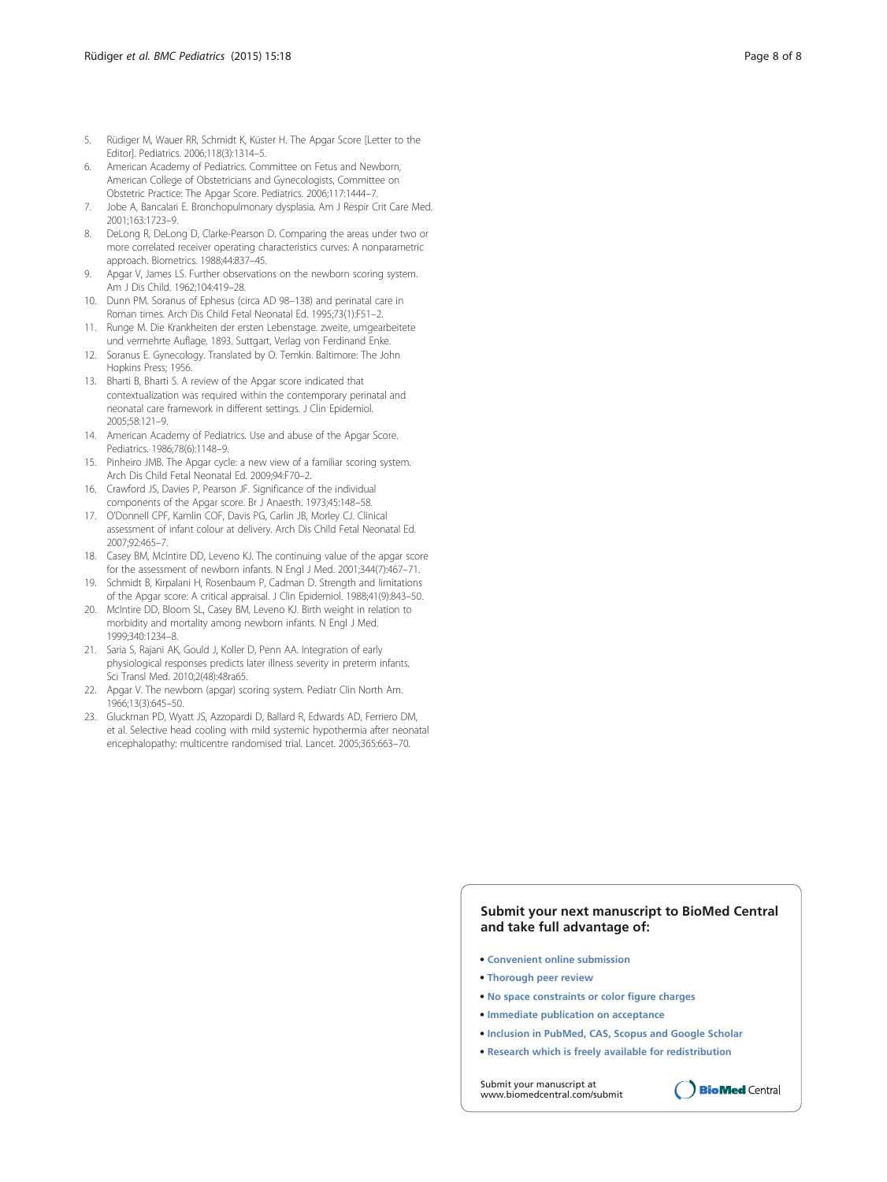5. Rüdiger M, Wauer RR, Schmidt K, Küster H. The Apgar Score [Letter to the Editor]. Pediatrics. 2006;118(3):1314–5.
6. American Academy of Pediatrics. Committee on Fetus and Newborn, American College of Obstetricians and Gynecologists, Committee on Obstetric Practice: The Apgar Score. Pediatrics. 2006;117:1444–7.
7. Jobe A, Bancalari E. Bronchopulmonary dysplasia. Am J Respir Crit Care Med. 2001;163:1723–9.
8. DeLong R, DeLong D, Clarke-Pearson D. Comparing the areas under two or more correlated receiver operating characteristics curves: A nonparametric approach. Biometrics. 1988;44:837–45.
9. Apgar V, James LS. Further observations on the newborn scoring system. Am J Dis Child. 1962;104:419–28.
10. Dunn PM. Soranus of Ephesus (circa AD 98–138) and perinatal care in Roman times. Arch Dis Child Fetal Neonatal Ed. 1995;73(1):F51–2.
11. Runge M. Die Krankheiten der ersten Lebenstage. zweite, umgearbeitete und vermehrte Auflage. 1893. Suttgart, Verlag von Ferdinand Enke.
12. Soranus E. Gynecology. Translated by O. Temkin. Baltimore: The John Hopkins Press; 1956.
13. Bharti B, Bharti S. A review of the Apgar score indicated that contextualization was required within the contemporary perinatal and neonatal care framework in different settings. J Clin Epidemiol. 2005;58:121–9.
14. American Academy of Pediatrics. Use and abuse of the Apgar Score. Pediatrics. 1986;78(6):1148–9.
15. Pinheiro JMB. The Apgar cycle: a new view of a familiar scoring system. Arch Dis Child Fetal Neonatal Ed. 2009;94:F70–2.
16. Crawford JS, Davies P, Pearson JF. Significance of the individual components of the Apgar score. Br J Anaesth. 1973;45:148–58.
17. O'Donnell CPF, Kamlin COF, Davis PG, Carlin JB, Morley CJ. Clinical assessment of infant colour at delivery. Arch Dis Child Fetal Neonatal Ed. 2007;92:465–7.
18. Casey BM, McIntire DD, Leveno KJ. The continuing value of the apgar score for the assessment of newborn infants. N Engl J Med. 2001;344(7):467–71.
19. Schmidt B, Kirpalani H, Rosenbaum P, Cadman D. Strength and limitations of the Apgar score: A critical appraisal. J Clin Epidemiol. 1988;41(9):843–50.
20. McIntire DD, Bloom SL, Casey BM, Leveno KJ. Birth weight in relation to morbidity and mortality among newborn infants. N Engl J Med. 1999;340:1234–8.
21. Saria S, Rajani AK, Gould J, Koller D, Penn AA. Integration of early physiological responses predicts later illness severity in preterm infants. Sci Transl Med. 2010;2(48):48ra65.
22. Apgar V. The newborn (apgar) scoring system. Pediatr Clin North Am. 1966;13(3):645–50.
23. Gluckman PD, Wyatt JS, Azzopardi D, Ballard R, Edwards AD, Ferriero DM, et al. Selective head cooling with mild systemic hypothermia after neonatal encephalopathy: multicentre randomised trial. Lancet. 2005;365:663–70.

**Submit your next manuscript to BioMed Central and take full advantage of:**

- **Convenient online submission**
- **Thorough peer review**
- **No space constraints or color figure charges**
- **Immediate publication on acceptance**
- **Inclusion in PubMed, CAS, Scopus and Google Scholar**
- **Research which is freely available for redistribution**

Submit your manuscript at
www.biomedcentral.com/submit

BioMed Central